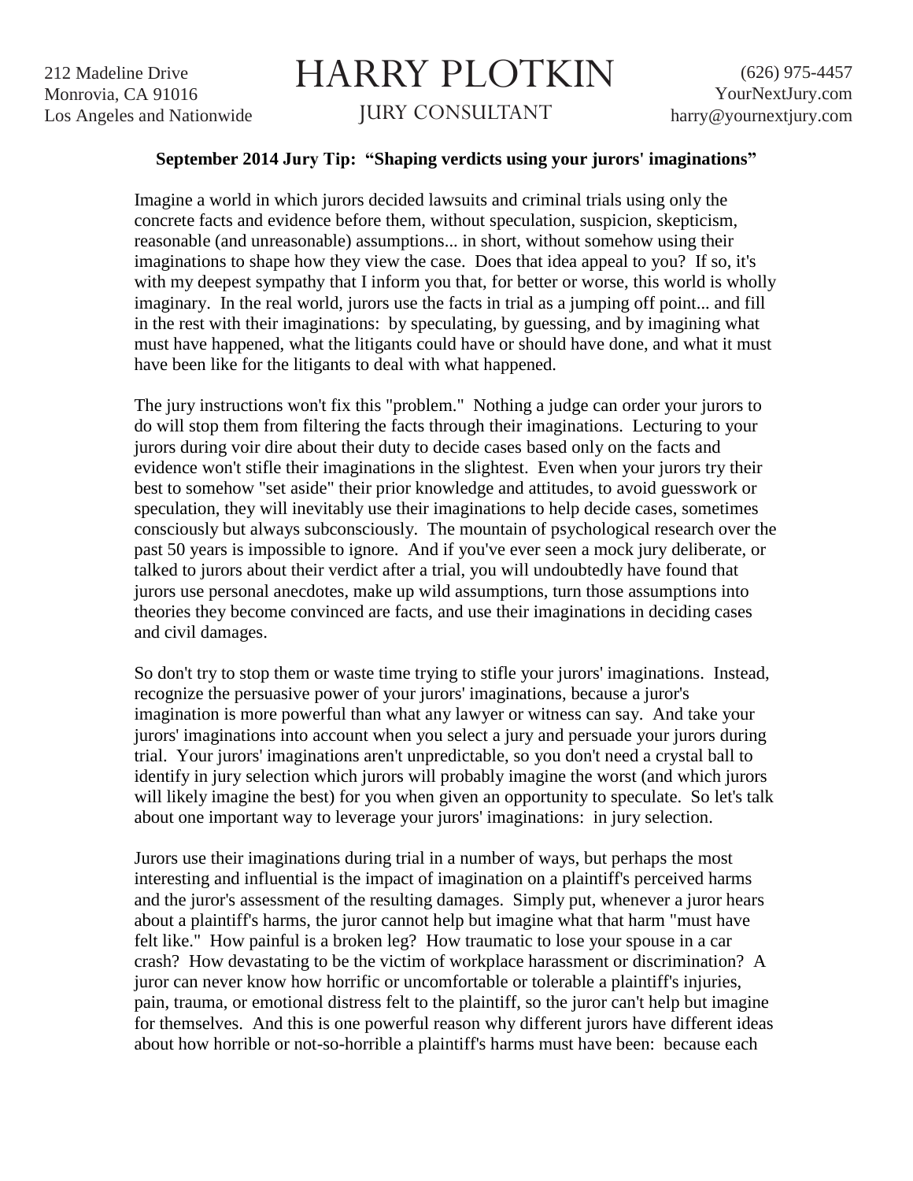212 Madeline Drive
Monrovia, CA 91016
Los Angeles and Nationwide

# HARRY PLOTKIN

JURY CONSULTANT

(626) 975-4457
YourNextJury.com
harry@yournextjury.com

**September 2014 Jury Tip: "Shaping verdicts using your jurors' imaginations"**

Imagine a world in which jurors decided lawsuits and criminal trials using only the concrete facts and evidence before them, without speculation, suspicion, skepticism, reasonable (and unreasonable) assumptions... in short, without somehow using their imaginations to shape how they view the case. Does that idea appeal to you? If so, it's with my deepest sympathy that I inform you that, for better or worse, this world is wholly imaginary. In the real world, jurors use the facts in trial as a jumping off point... and fill in the rest with their imaginations: by speculating, by guessing, and by imagining what must have happened, what the litigants could have or should have done, and what it must have been like for the litigants to deal with what happened.

The jury instructions won't fix this "problem." Nothing a judge can order your jurors to do will stop them from filtering the facts through their imaginations. Lecturing to your jurors during voir dire about their duty to decide cases based only on the facts and evidence won't stifle their imaginations in the slightest. Even when your jurors try their best to somehow "set aside" their prior knowledge and attitudes, to avoid guesswork or speculation, they will inevitably use their imaginations to help decide cases, sometimes consciously but always subconsciously. The mountain of psychological research over the past 50 years is impossible to ignore. And if you've ever seen a mock jury deliberate, or talked to jurors about their verdict after a trial, you will undoubtedly have found that jurors use personal anecdotes, make up wild assumptions, turn those assumptions into theories they become convinced are facts, and use their imaginations in deciding cases and civil damages.

So don't try to stop them or waste time trying to stifle your jurors' imaginations. Instead, recognize the persuasive power of your jurors' imaginations, because a juror's imagination is more powerful than what any lawyer or witness can say. And take your jurors' imaginations into account when you select a jury and persuade your jurors during trial. Your jurors' imaginations aren't unpredictable, so you don't need a crystal ball to identify in jury selection which jurors will probably imagine the worst (and which jurors will likely imagine the best) for you when given an opportunity to speculate. So let's talk about one important way to leverage your jurors' imaginations: in jury selection.

Jurors use their imaginations during trial in a number of ways, but perhaps the most interesting and influential is the impact of imagination on a plaintiff's perceived harms and the juror's assessment of the resulting damages. Simply put, whenever a juror hears about a plaintiff's harms, the juror cannot help but imagine what that harm "must have felt like." How painful is a broken leg? How traumatic to lose your spouse in a car crash? How devastating to be the victim of workplace harassment or discrimination? A juror can never know how horrific or uncomfortable or tolerable a plaintiff's injuries, pain, trauma, or emotional distress felt to the plaintiff, so the juror can't help but imagine for themselves. And this is one powerful reason why different jurors have different ideas about how horrible or not-so-horrible a plaintiff's harms must have been: because each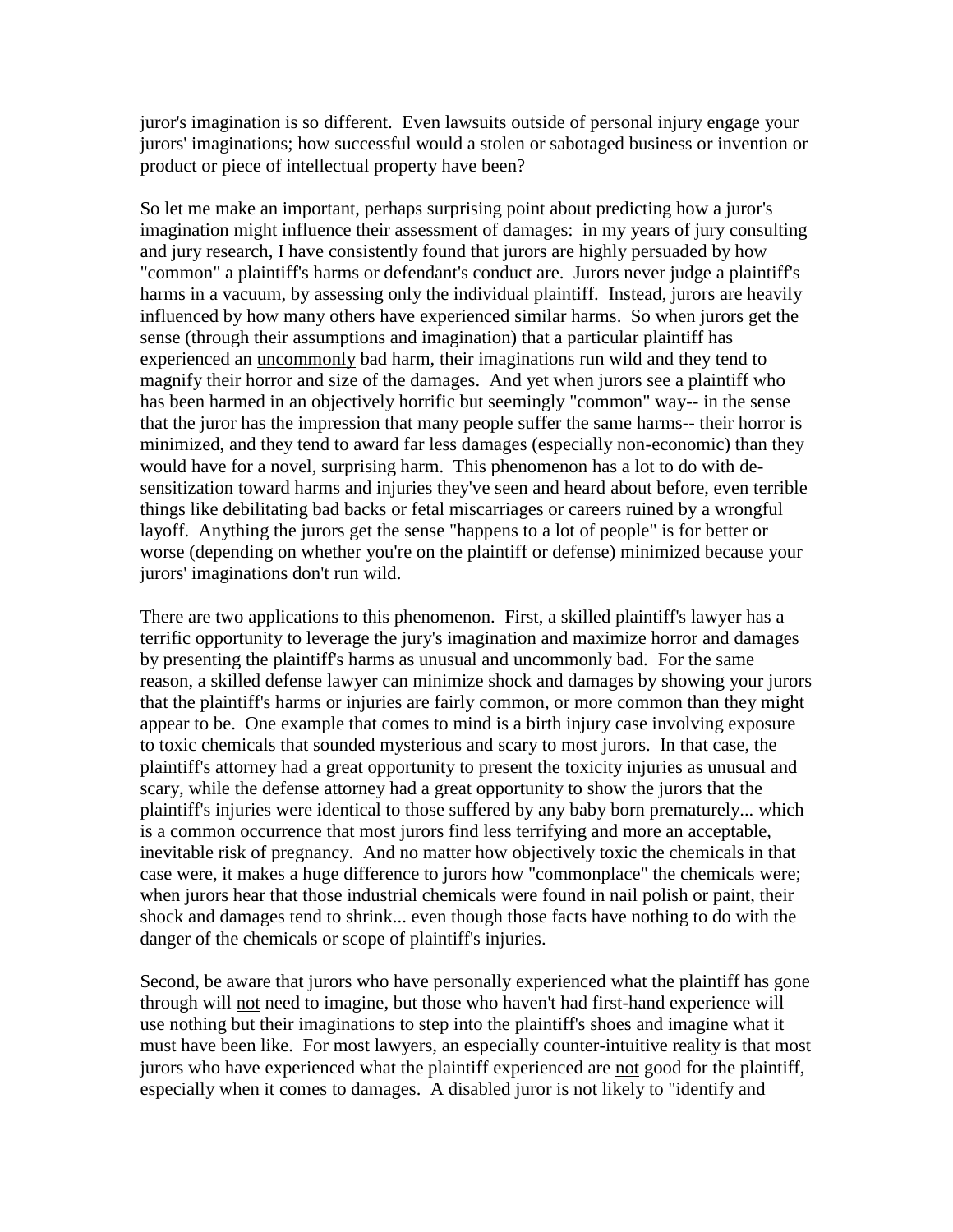juror's imagination is so different. Even lawsuits outside of personal injury engage your jurors' imaginations; how successful would a stolen or sabotaged business or invention or product or piece of intellectual property have been?

So let me make an important, perhaps surprising point about predicting how a juror's imagination might influence their assessment of damages: in my years of jury consulting and jury research, I have consistently found that jurors are highly persuaded by how "common" a plaintiff's harms or defendant's conduct are. Jurors never judge a plaintiff's harms in a vacuum, by assessing only the individual plaintiff. Instead, jurors are heavily influenced by how many others have experienced similar harms. So when jurors get the sense (through their assumptions and imagination) that a particular plaintiff has experienced an <u>uncommonly</u> bad harm, their imaginations run wild and they tend to magnify their horror and size of the damages. And yet when jurors see a plaintiff who has been harmed in an objectively horrific but seemingly "common" way-- in the sense that the juror has the impression that many people suffer the same harms-- their horror is minimized, and they tend to award far less damages (especially non-economic) than they would have for a novel, surprising harm. This phenomenon has a lot to do with de-sensitization toward harms and injuries they've seen and heard about before, even terrible things like debilitating bad backs or fetal miscarriages or careers ruined by a wrongful layoff. Anything the jurors get the sense "happens to a lot of people" is for better or worse (depending on whether you're on the plaintiff or defense) minimized because your jurors' imaginations don't run wild.

There are two applications to this phenomenon. First, a skilled plaintiff's lawyer has a terrific opportunity to leverage the jury's imagination and maximize horror and damages by presenting the plaintiff's harms as unusual and uncommonly bad. For the same reason, a skilled defense lawyer can minimize shock and damages by showing your jurors that the plaintiff's harms or injuries are fairly common, or more common than they might appear to be. One example that comes to mind is a birth injury case involving exposure to toxic chemicals that sounded mysterious and scary to most jurors. In that case, the plaintiff's attorney had a great opportunity to present the toxicity injuries as unusual and scary, while the defense attorney had a great opportunity to show the jurors that the plaintiff's injuries were identical to those suffered by any baby born prematurely... which is a common occurrence that most jurors find less terrifying and more an acceptable, inevitable risk of pregnancy. And no matter how objectively toxic the chemicals in that case were, it makes a huge difference to jurors how "commonplace" the chemicals were; when jurors hear that those industrial chemicals were found in nail polish or paint, their shock and damages tend to shrink... even though those facts have nothing to do with the danger of the chemicals or scope of plaintiff's injuries.

Second, be aware that jurors who have personally experienced what the plaintiff has gone through will <u>not</u> need to imagine, but those who haven't had first-hand experience will use nothing but their imaginations to step into the plaintiff's shoes and imagine what it must have been like. For most lawyers, an especially counter-intuitive reality is that most jurors who have experienced what the plaintiff experienced are <u>not</u> good for the plaintiff, especially when it comes to damages. A disabled juror is not likely to "identify and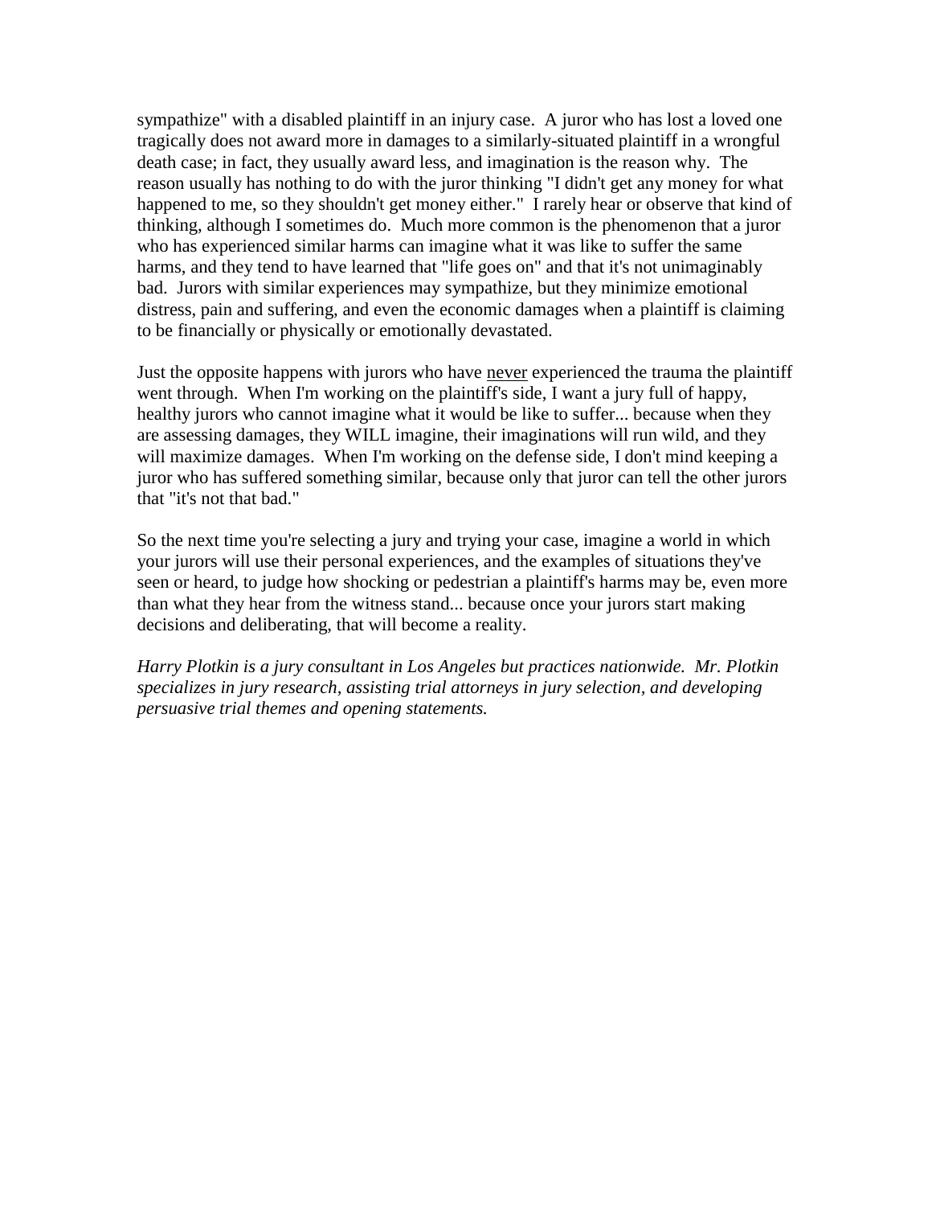sympathize" with a disabled plaintiff in an injury case. A juror who has lost a loved one tragically does not award more in damages to a similarly-situated plaintiff in a wrongful death case; in fact, they usually award less, and imagination is the reason why. The reason usually has nothing to do with the juror thinking "I didn't get any money for what happened to me, so they shouldn't get money either." I rarely hear or observe that kind of thinking, although I sometimes do. Much more common is the phenomenon that a juror who has experienced similar harms can imagine what it was like to suffer the same harms, and they tend to have learned that "life goes on" and that it's not unimaginably bad. Jurors with similar experiences may sympathize, but they minimize emotional distress, pain and suffering, and even the economic damages when a plaintiff is claiming to be financially or physically or emotionally devastated.

Just the opposite happens with jurors who have <u>never</u> experienced the trauma the plaintiff went through. When I'm working on the plaintiff's side, I want a jury full of happy, healthy jurors who cannot imagine what it would be like to suffer... because when they are assessing damages, they WILL imagine, their imaginations will run wild, and they will maximize damages. When I'm working on the defense side, I don't mind keeping a juror who has suffered something similar, because only that juror can tell the other jurors that "it's not that bad."

So the next time you're selecting a jury and trying your case, imagine a world in which your jurors will use their personal experiences, and the examples of situations they've seen or heard, to judge how shocking or pedestrian a plaintiff's harms may be, even more than what they hear from the witness stand... because once your jurors start making decisions and deliberating, that will become a reality.

*Harry Plotkin is a jury consultant in Los Angeles but practices nationwide. Mr. Plotkin specializes in jury research, assisting trial attorneys in jury selection, and developing persuasive trial themes and opening statements.*